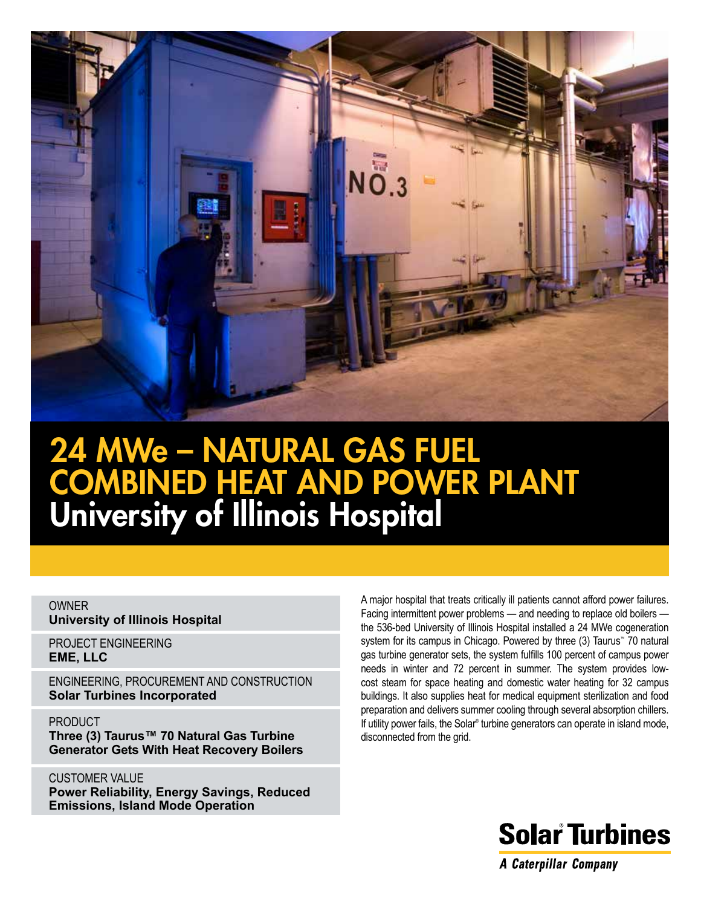# 24 MWe – NATURAL GAS FUEL COMBINED HEAT AND POWER PLANT

## University of Illinois Hospital

OWNER
**University of Illinois Hospital**

PROJECT ENGINEERING
**EME, LLC**

ENGINEERING, PROCUREMENT AND CONSTRUCTION
**Solar Turbines Incorporated**

PRODUCT
**Three (3) Taurus™ 70 Natural Gas Turbine Generator Gets With Heat Recovery Boilers**

CUSTOMER VALUE
**Power Reliability, Energy Savings, Reduced Emissions, Island Mode Operation**

A major hospital that treats critically ill patients cannot afford power failures. Facing intermittent power problems — and needing to replace old boilers — the 536-bed University of Illinois Hospital installed a 24 MWe cogeneration system for its campus in Chicago. Powered by three (3) Taurus™ 70 natural gas turbine generator sets, the system fulfills 100 percent of campus power needs in winter and 72 percent in summer. The system provides low-cost steam for space heating and domestic water heating for 32 campus buildings. It also supplies heat for medical equipment sterilization and food preparation and delivers summer cooling through several absorption chillers. If utility power fails, the Solar® turbine generators can operate in island mode, disconnected from the grid.

**Solar Turbines**
*A Caterpillar Company*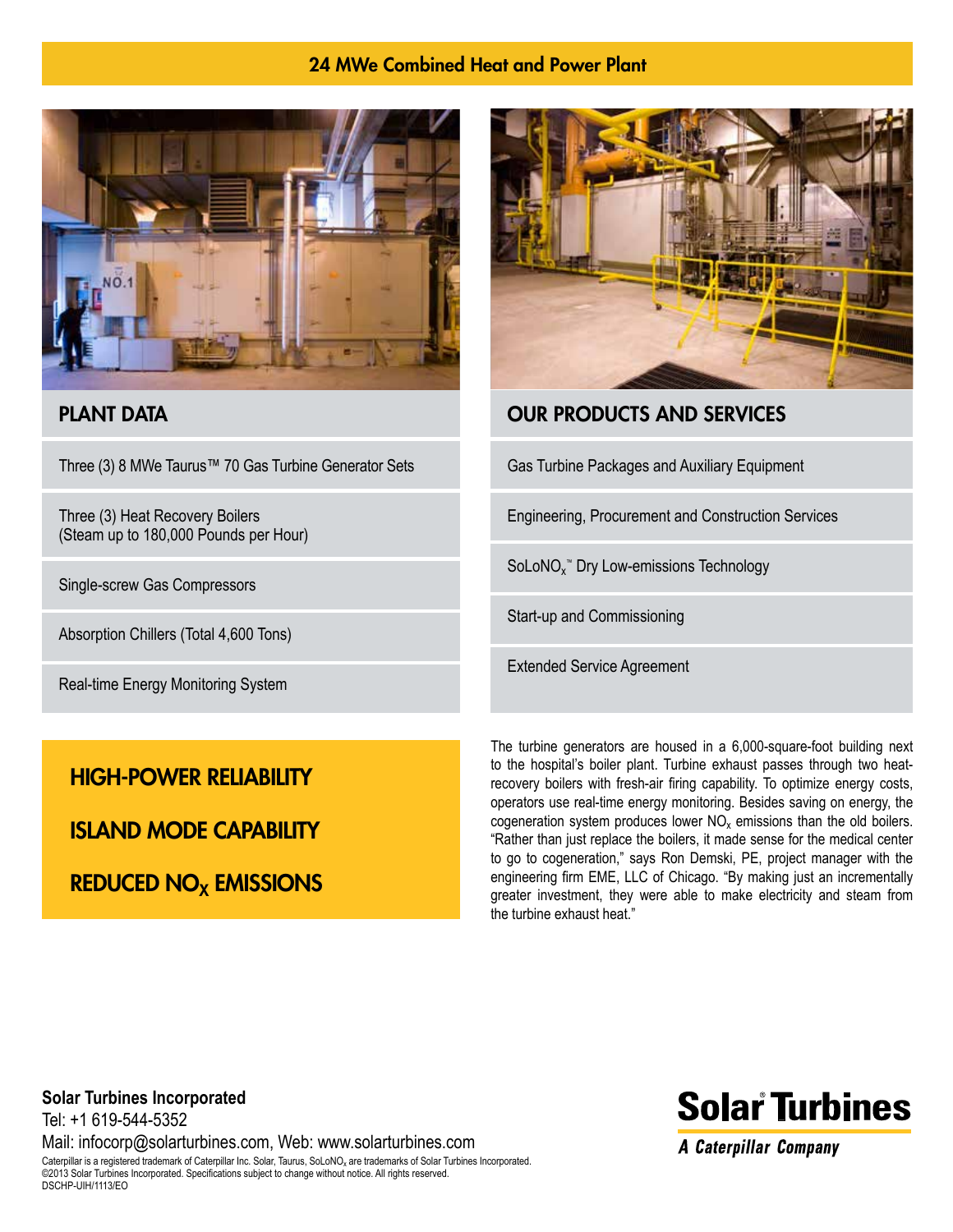## 24 MWe Combined Heat and Power Plant

### PLANT DATA

Three (3) 8 MWe Taurus™ 70 Gas Turbine Generator Sets

Three (3) Heat Recovery Boilers
(Steam up to 180,000 Pounds per Hour)

Single-screw Gas Compressors

Absorption Chillers (Total 4,600 Tons)

Real-time Energy Monitoring System

### OUR PRODUCTS AND SERVICES

Gas Turbine Packages and Auxiliary Equipment

Engineering, Procurement and Construction Services

SoLoNO$_x$™ Dry Low-emissions Technology

Start-up and Commissioning

Extended Service Agreement

**HIGH-POWER RELIABILITY**

**ISLAND MODE CAPABILITY**

**REDUCED NO$_X$ EMISSIONS**

The turbine generators are housed in a 6,000-square-foot building next to the hospital's boiler plant. Turbine exhaust passes through two heat-recovery boilers with fresh-air firing capability. To optimize energy costs, operators use real-time energy monitoring. Besides saving on energy, the cogeneration system produces lower NO$_x$ emissions than the old boilers. "Rather than just replace the boilers, it made sense for the medical center to go to cogeneration," says Ron Demski, PE, project manager with the engineering firm EME, LLC of Chicago. "By making just an incrementally greater investment, they were able to make electricity and steam from the turbine exhaust heat."

**Solar Turbines Incorporated**
Tel: +1 619-544-5352
Mail: infocorp@solarturbines.com, Web: www.solarturbines.com

Caterpillar is a registered trademark of Caterpillar Inc. Solar, Taurus, SoLoNO$_x$ are trademarks of Solar Turbines Incorporated.
©2013 Solar Turbines Incorporated. Specifications subject to change without notice. All rights reserved.
DSCHP-UIH/1113/EO

Solar® Turbines
*A Caterpillar Company*